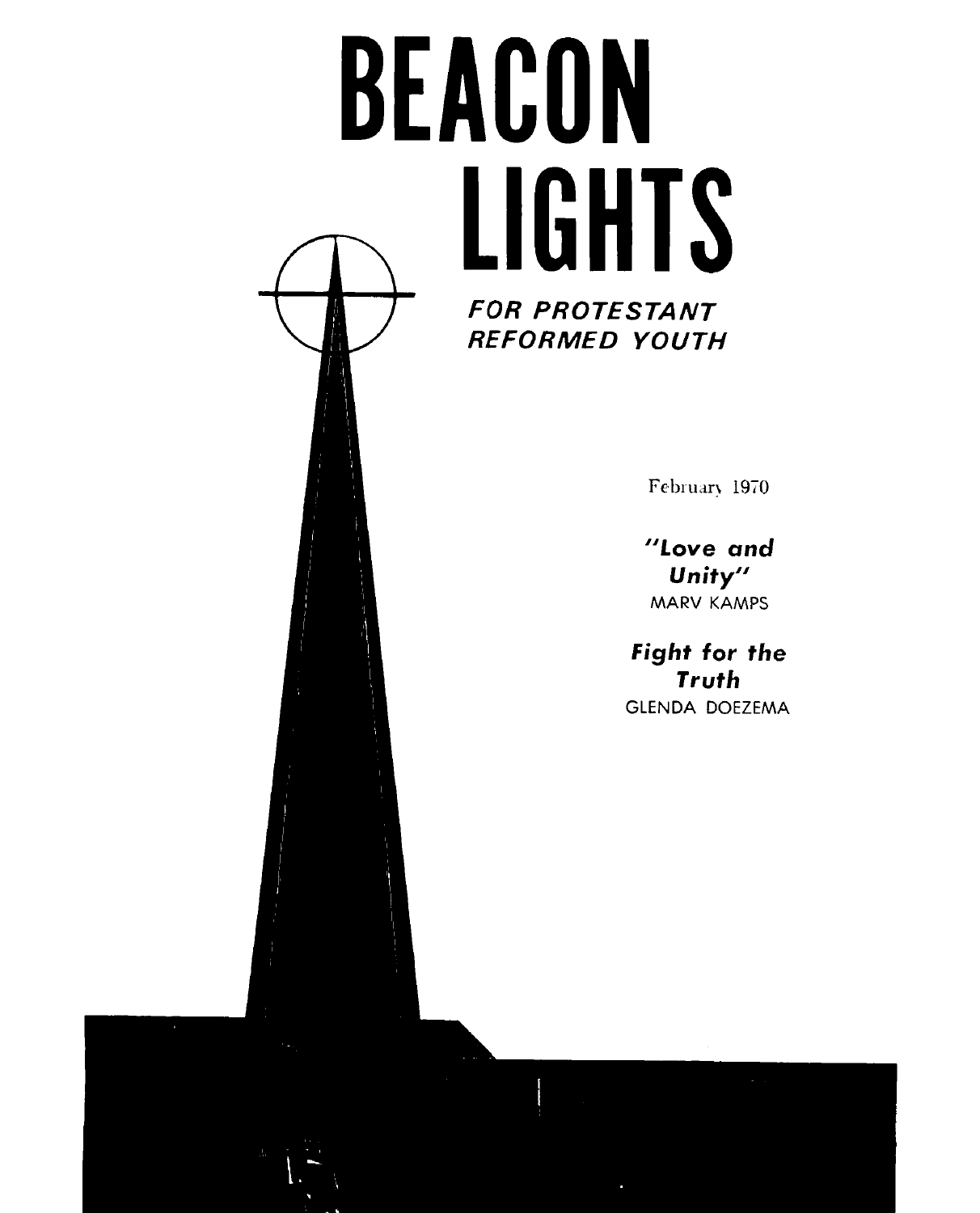# BEACON LIGHTS

***FOR PROTESTANT REFORMED YOUTH***

February 1970

***"Love and Unity"***
MARV KAMPS

***Fight for the Truth***
GLENDA DOEZEMA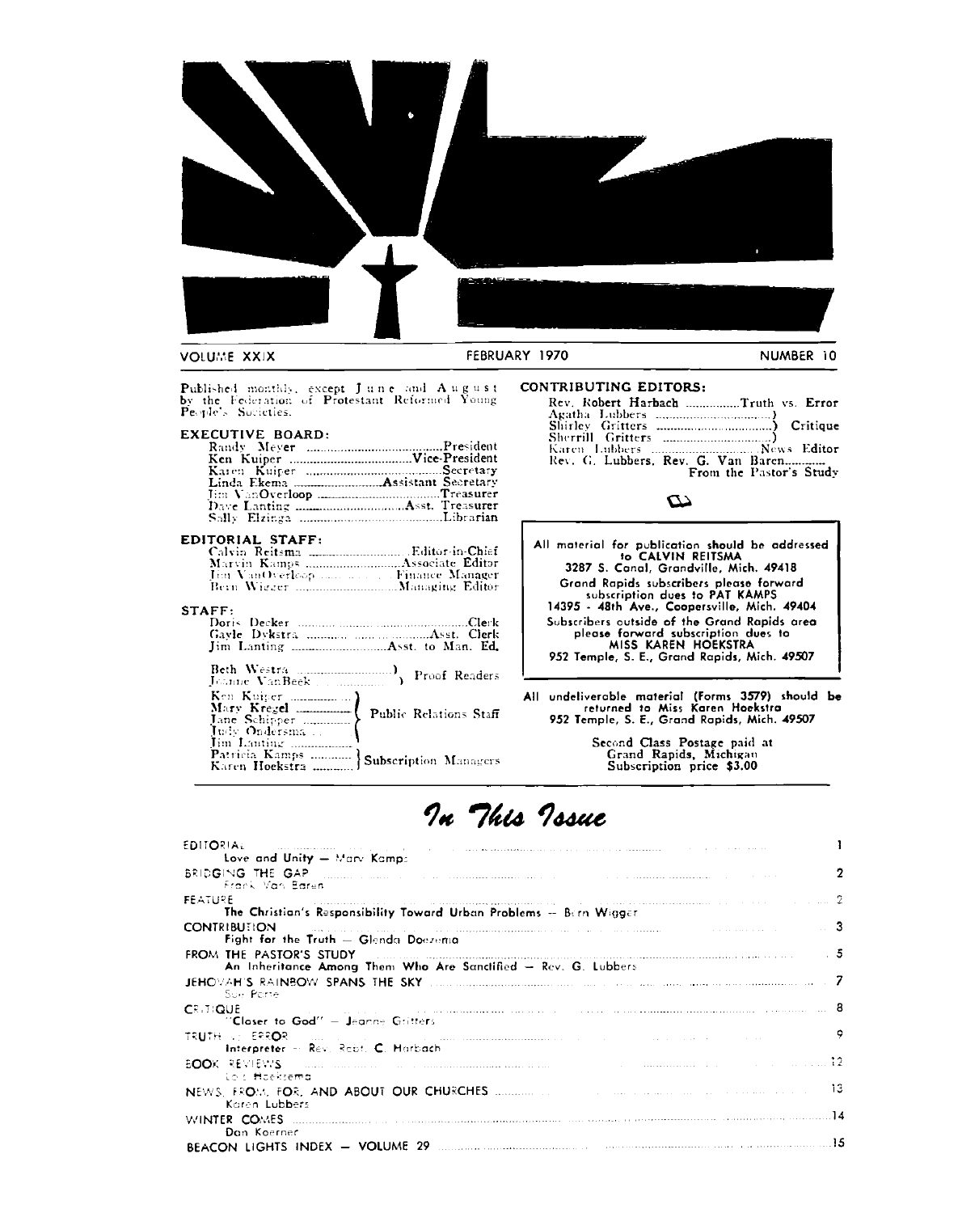VOLUME XXIX — FEBRUARY 1970 — NUMBER 10

Published monthly, except June and August by the Federation of Protestant Reformed Young People's Societies.

**EXECUTIVE BOARD:**

- Randy Meyer .......... President
- Ken Kuiper .......... Vice-President
- Karen Kuiper .......... Secretary
- Linda Ekema .......... Assistant Secretary
- Jim VanOverloop .......... Treasurer
- Dave Lanting .......... Asst. Treasurer
- Sally Elzinga .......... Librarian

**EDITORIAL STAFF:**

- Calvin Reitsma .......... Editor-in-Chief
- Marvin Kamps .......... Associate Editor
- Jim VanOverloop .......... Finance Manager
- Bern Wigger .......... Managing Editor

**STAFF:**

- Doris Decker .......... Clerk
- Gayle Dykstra .......... Asst. Clerk
- Jim Lanting .......... Asst. to Man. Ed.

Beth Westra, Joanne VanBeek — Proof Readers

Ken Kuiper, Mary Kregel, Jane Schipper, Judy Ondersma, Jim Lanting — Public Relations Staff

Patricia Kamps, Karen Hoekstra — Subscription Managers

**CONTRIBUTING EDITORS:**

- Rev. Robert Harbach .......... Truth vs. Error
- Agatha Lubbers, Shirley Gritters, Sherrill Gritters — Critique
- Karen Lubbers .......... News Editor
- Rev. G. Lubbers, Rev. G. Van Baren .......... From the Pastor's Study

All material for publication should be addressed to CALVIN REITSMA
3287 S. Canal, Grandville, Mich. 49418

Grand Rapids subscribers please forward subscription dues to PAT KAMPS
14395 - 48th Ave., Coopersville, Mich. 49404

Subscribers outside of the Grand Rapids area please forward subscription dues to MISS KAREN HOEKSTRA
952 Temple, S. E., Grand Rapids, Mich. 49507

All undeliverable material (Forms 3579) should be returned to Miss Karen Hoekstra
952 Temple, S. E., Grand Rapids, Mich. 49507

Second Class Postage paid at Grand Rapids, Michigan
Subscription price $3.00

# *In This Issue*

| | |
|---|---|
| EDITORIAL<br>Love and Unity — Marv Kamps | 1 |
| BRIDGING THE GAP<br>Frank Van Baren | 2 |
| FEATURE<br>The Christian's Responsibility Toward Urban Problems — Bern Wigger | 2 |
| CONTRIBUTION<br>Fight for the Truth — Glenda Doezema | 3 |
| FROM THE PASTOR'S STUDY<br>An Inheritance Among Them Who Are Sanctified — Rev. G. Lubbers | 5 |
| JEHOVAH'S RAINBOW SPANS THE SKY<br>Sue Porte | 7 |
| CRITIQUE<br>"Closer to God" — Jeanne Gritters | 8 |
| TRUTH vs ERROR<br>Interpreter — Rev. Robt. C. Harbach | 9 |
| BOOK REVIEWS<br>Lois Hoekstema | 12 |
| NEWS FROM, FOR, AND ABOUT OUR CHURCHES<br>Karen Lubbers | 13 |
| WINTER COMES<br>Don Koerner | 14 |
| BEACON LIGHTS INDEX — VOLUME 29 | 15 |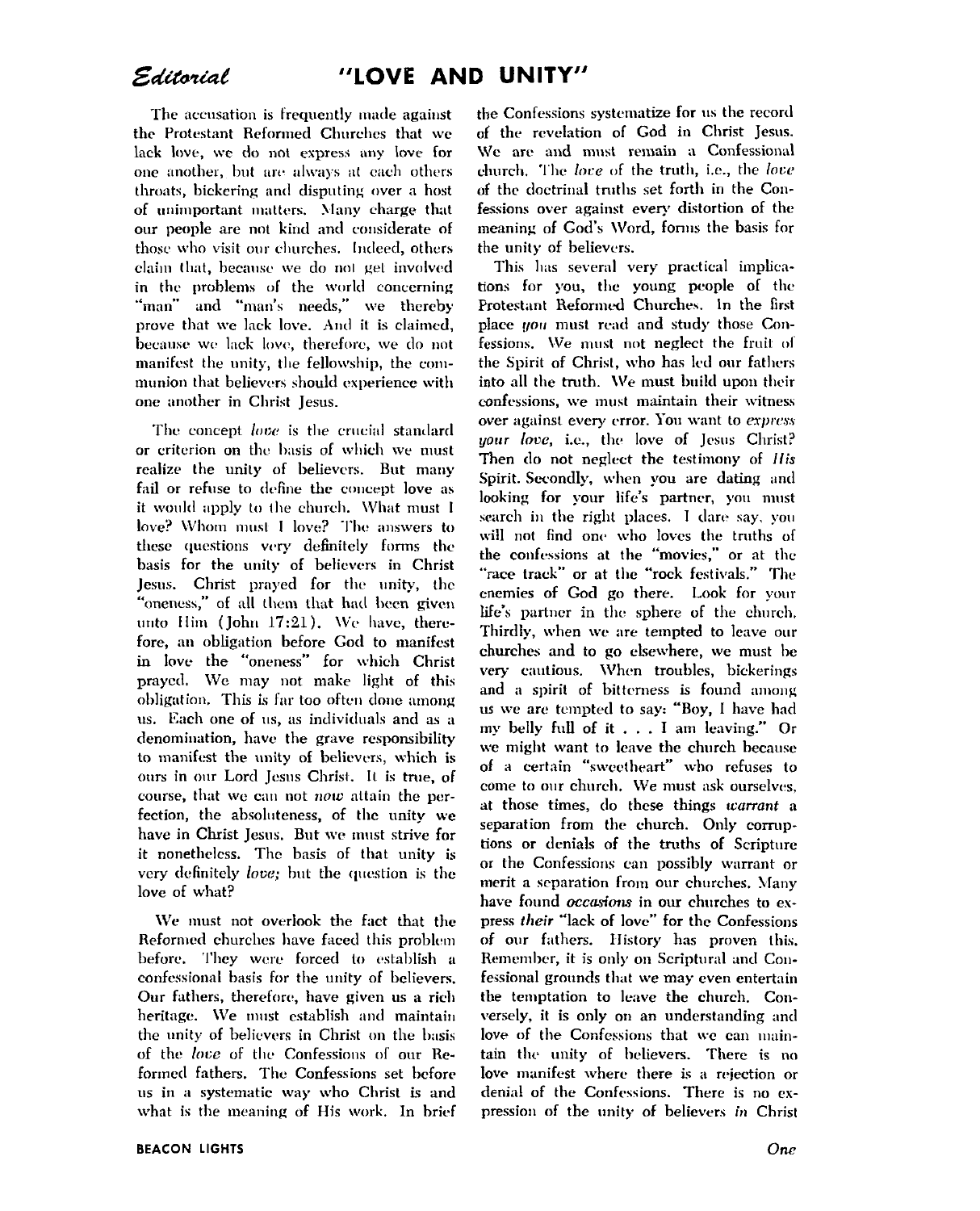*Editorial*

# "LOVE AND UNITY"

The accusation is frequently made against the Protestant Reformed Churches that we lack love, we do not express any love for one another, but are always at each others throats, bickering and disputing over a host of unimportant matters. Many charge that our people are not kind and considerate of those who visit our churches. Indeed, others claim that, because we do not get involved in the problems of the world concerning "man" and "man's needs," we thereby prove that we lack love. And it is claimed, because we lack love, therefore, we do not manifest the unity, the fellowship, the communion that believers should experience with one another in Christ Jesus.

The concept *love* is the crucial standard or criterion on the basis of which we must realize the unity of believers. But many fail or refuse to define the concept love as it would apply to the church. What must I love? Whom must I love? The answers to these questions very definitely forms the basis for the unity of believers in Christ Jesus. Christ prayed for the unity, the "oneness," of all them that had been given unto Him (John 17:21). We have, therefore, an obligation before God to manifest in love the "oneness" for which Christ prayed. We may not make light of this obligation. This is far too often done among us. Each one of us, as individuals and as a denomination, have the grave responsibility to manifest the unity of believers, which is ours in our Lord Jesus Christ. It is true, of course, that we can not *now* attain the perfection, the absoluteness, of the unity we have in Christ Jesus. But we must strive for it nonetheless. The basis of that unity is very definitely *love;* but the question is the love of what?

We must not overlook the fact that the Reformed churches have faced this problem before. They were forced to establish a confessional basis for the unity of believers. Our fathers, therefore, have given us a rich heritage. We must establish and maintain the unity of believers in Christ on the basis of the *love* of the Confessions of our Reformed fathers. The Confessions set before us in a systematic way who Christ is and what is the meaning of His work. In brief the Confessions systematize for us the record of the revelation of God in Christ Jesus. We are and must remain a Confessional church. The *love* of the truth, i.e., the *love* of the doctrinal truths set forth in the Confessions over against every distortion of the meaning of God's Word, forms the basis for the unity of believers.

This has several very practical implications for you, the young people of the Protestant Reformed Churches. In the first place *you* must read and study those Confessions. We must not neglect the fruit of the Spirit of Christ, who has led our fathers into all the truth. We must build upon their confessions, we must maintain their witness over against every error. You want to *express your love,* i.e., the love of Jesus Christ? Then do not neglect the testimony of *His* Spirit. Secondly, when you are dating and looking for your life's partner, you must search in the right places. I dare say, you will not find one who loves the truths of the confessions at the "movies," or at the "race track" or at the "rock festivals." The enemies of God go there. Look for your life's partner in the sphere of the church. Thirdly, when we are tempted to leave our churches and to go elsewhere, we must be very cautious. When troubles, bickerings and a spirit of bitterness is found among us we are tempted to say: "Boy, I have had my belly full of it . . . I am leaving." Or we might want to leave the church because of a certain "sweetheart" who refuses to come to our church. We must ask ourselves, at those times, do these things *warrant* a separation from the church. Only corruptions or denials of the truths of Scripture or the Confessions can possibly warrant or merit a separation from our churches. Many have found *occasions* in our churches to express *their* "lack of love" for the Confessions of our fathers. History has proven this. Remember, it is only on Scriptural and Confessional grounds that we may even entertain the temptation to leave the church. Conversely, it is only on an understanding and love of the Confessions that we can maintain the unity of believers. There is no love manifest where there is a rejection or denial of the Confessions. There is no expression of the unity of believers *in* Christ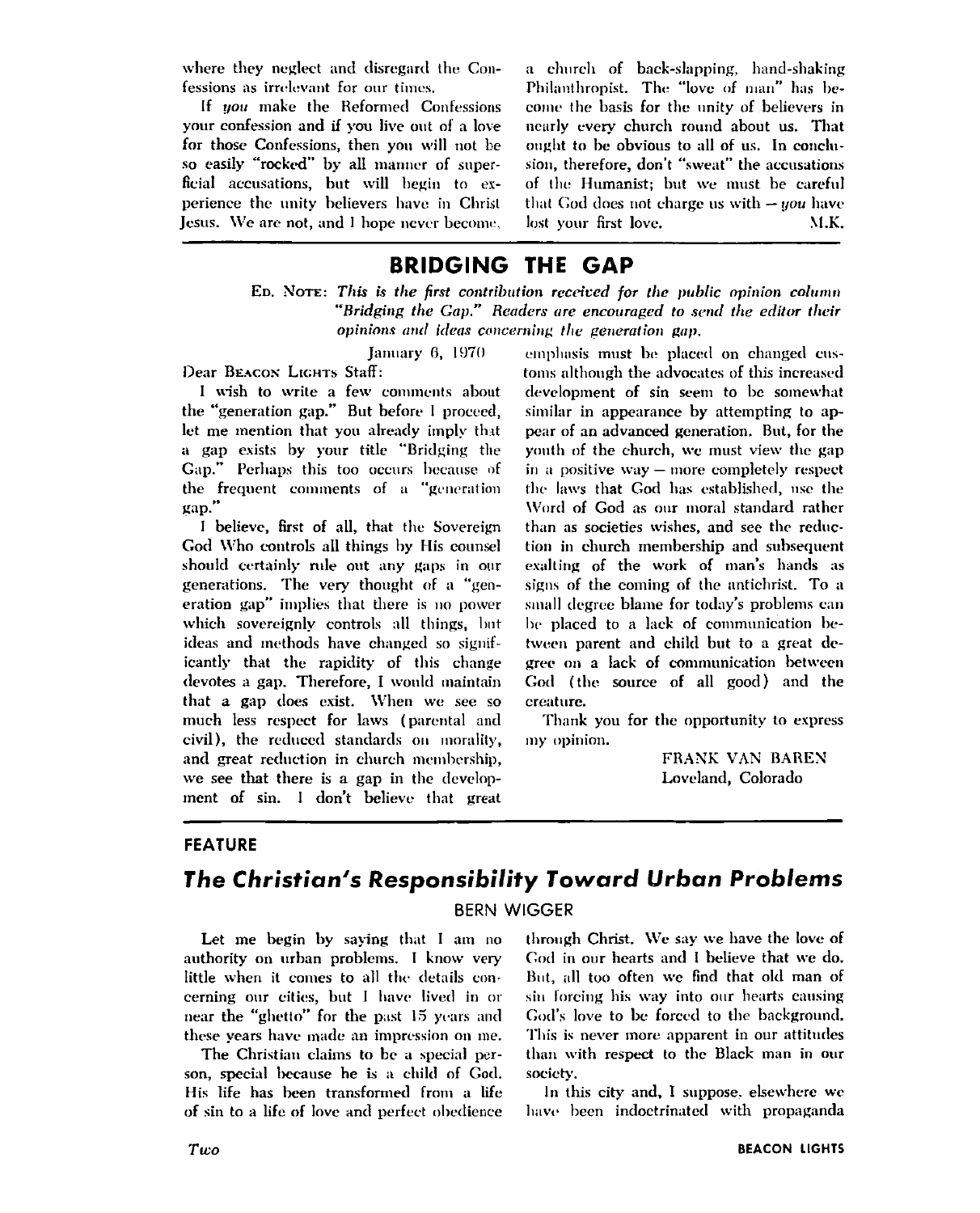where they neglect and disregard the Confessions as irrelevant for our times.

If *you* make the Reformed Confessions your confession and if you live out of a love for those Confessions, then you will not be so easily "rocked" by all manner of superficial accusations, but will begin to experience the unity believers have in Christ Jesus. We are not, and I hope never become, a church of back-slapping, hand-shaking Philanthropist. The "love of man" has become the basis for the unity of believers in nearly every church round about us. That ought to be obvious to all of us. In conclusion, therefore, don't "sweat" the accusations of the Humanist; but we must be careful that God does not charge us with – *you* have lost your first love. M.K.

---

## BRIDGING THE GAP

ED. NOTE: *This is the first contribution received for the public opinion column "Bridging the Gap." Readers are encouraged to send the editor their opinions and ideas concerning the generation gap.*

January 6, 1970

Dear BEACON LIGHTS Staff:

I wish to write a few comments about the "generation gap." But before I proceed, let me mention that you already imply that a gap exists by your title "Bridging the Gap." Perhaps this too occurs because of the frequent comments of a "generation gap."

I believe, first of all, that the Sovereign God Who controls all things by His counsel should certainly rule out any gaps in our generations. The very thought of a "generation gap" implies that there is no power which sovereignly controls all things, but ideas and methods have changed so significantly that the rapidity of this change devotes a gap. Therefore, I would maintain that a gap does exist. When we see so much less respect for laws (parental and civil), the reduced standards on morality, and great reduction in church membership, we see that there is a gap in the development of sin. I don't believe that great emphasis must be placed on changed customs although the advocates of this increased development of sin seem to be somewhat similar in appearance by attempting to appear of an advanced generation. But, for the youth of the church, we must view the gap in a positive way – more completely respect the laws that God has established, use the Word of God as our moral standard rather than as societies wishes, and see the reduction in church membership and subsequent exalting of the work of man's hands as signs of the coming of the antichrist. To a small degree blame for today's problems can be placed to a lack of communication between parent and child but to a great degree on a lack of communication between God (the source of all good) and the creature.

Thank you for the opportunity to express my opinion.

FRANK VAN BAREN
Loveland, Colorado

---

**FEATURE**

## *The Christian's Responsibility Toward Urban Problems*

BERN WIGGER

Let me begin by saying that I am no authority on urban problems. I know very little when it comes to all the details concerning our cities, but I have lived in or near the "ghetto" for the past 15 years and these years have made an impression on me.

The Christian claims to be a special person, special because he is a child of God. His life has been transformed from a life of sin to a life of love and perfect obedience through Christ. We say we have the love of God in our hearts and I believe that we do. But, all too often we find that old man of sin forcing his way into our hearts causing God's love to be forced to the background. This is never more apparent in our attitudes than with respect to the Black man in our society.

In this city and, I suppose, elsewhere we have been indoctrinated with propaganda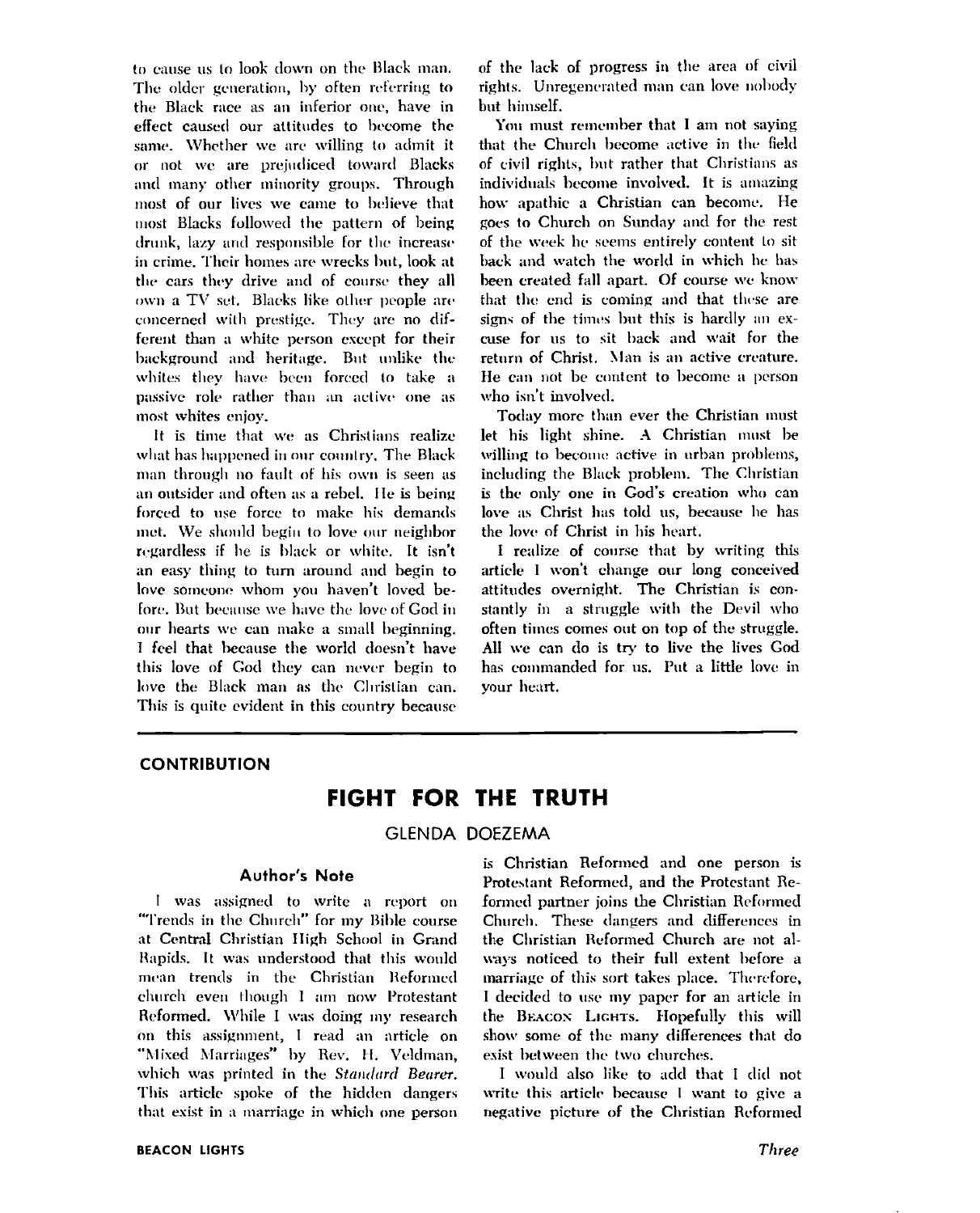to cause us to look down on the Black man. The older generation, by often referring to the Black race as an inferior one, have in effect caused our attitudes to become the same. Whether we are willing to admit it or not we are prejudiced toward Blacks and many other minority groups. Through most of our lives we came to believe that most Blacks followed the pattern of being drunk, lazy and responsible for the increase in crime. Their homes are wrecks but, look at the cars they drive and of course they all own a TV set. Blacks like other people are concerned with prestige. They are no different than a white person except for their background and heritage. But unlike the whites they have been forced to take a passive role rather than an active one as most whites enjoy.

It is time that we as Christians realize what has happened in our country. The Black man through no fault of his own is seen as an outsider and often as a rebel. He is being forced to use force to make his demands met. We should begin to love our neighbor regardless if he is black or white. It isn't an easy thing to turn around and begin to love someone whom you haven't loved before. But because we have the love of God in our hearts we can make a small beginning. I feel that because the world doesn't have this love of God they can never begin to love the Black man as the Christian can. This is quite evident in this country because of the lack of progress in the area of civil rights. Unregenerated man can love nobody but himself.

You must remember that I am not saying that the Church become active in the field of civil rights, but rather that Christians as individuals become involved. It is amazing how apathic a Christian can become. He goes to Church on Sunday and for the rest of the week he seems entirely content to sit back and watch the world in which he has been created fall apart. Of course we know that the end is coming and that these are signs of the times but this is hardly an excuse for us to sit back and wait for the return of Christ. Man is an active creature. He can not be content to become a person who isn't involved.

Today more than ever the Christian must let his light shine. A Christian must be willing to become active in urban problems, including the Black problem. The Christian is the only one in God's creation who can love as Christ has told us, because he has the love of Christ in his heart.

I realize of course that by writing this article I won't change our long conceived attitudes overnight. The Christian is constantly in a struggle with the Devil who often times comes out on top of the struggle. All we can do is try to live the lives God has commanded for us. Put a little love in your heart.

---

**CONTRIBUTION**

# FIGHT FOR THE TRUTH

GLENDA DOEZEMA

### Author's Note

I was assigned to write a report on "Trends in the Church" for my Bible course at Central Christian High School in Grand Rapids. It was understood that this would mean trends in the Christian Reformed church even though I am now Protestant Reformed. While I was doing my research on this assignment, I read an article on "Mixed Marriages" by Rev. H. Veldman, which was printed in the *Standard Bearer*. This article spoke of the hidden dangers that exist in a marriage in which one person is Christian Reformed and one person is Protestant Reformed, and the Protestant Reformed partner joins the Christian Reformed Church. These dangers and differences in the Christian Reformed Church are not always noticed to their full extent before a marriage of this sort takes place. Therefore, I decided to use my paper for an article in the BEACON LIGHTS. Hopefully this will show some of the many differences that do exist between the two churches.

I would also like to add that I did not write this article because I want to give a negative picture of the Christian Reformed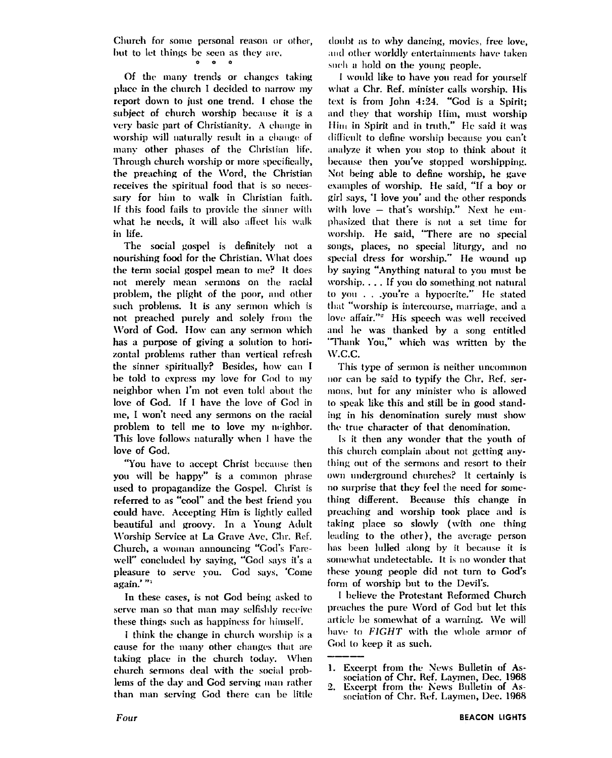Church for some personal reason or other, but to let things be seen as they are.

° ° °

Of the many trends or changes taking place in the church I decided to narrow my report down to just one trend. I chose the subject of church worship because it is a very basic part of Christianity. A change in worship will naturally result in a change of many other phases of the Christian life. Through church worship or more specifically, the preaching of the Word, the Christian receives the spiritual food that is so necessary for him to walk in Christian faith. If this food fails to provide the sinner with what he needs, it will also affect his walk in life.

The social gospel is definitely not a nourishing food for the Christian. What does the term social gospel mean to me? It does not merely mean sermons on the racial problem, the plight of the poor, and other such problems. It is any sermon which is not preached purely and solely from the Word of God. How can any sermon which has a purpose of giving a solution to horizontal problems rather than vertical refresh the sinner spiritually? Besides, how can I be told to express my love for God to my neighbor when I'm not even told about the love of God. If I have the love of God in me, I won't need any sermons on the racial problem to tell me to love my neighbor. This love follows naturally when I have the love of God.

"You have to accept Christ because then you will be happy" is a common phrase used to propagandize the Gospel. Christ is referred to as "cool" and the best friend you could have. Accepting Him is lightly called beautiful and groovy. In a Young Adult Worship Service at La Grave Ave. Chr. Ref. Church, a woman announcing "God's Farewell" concluded by saying, "God says it's a pleasure to serve you. God says, 'Come again.'"[1]

In these cases, is not God being asked to serve man so that man may selfishly receive these things such as happiness for himself.

I think the change in church worship is a cause for the many other changes that are taking place in the church today. When church sermons deal with the social problems of the day and God serving man rather than man serving God there can be little doubt as to why dancing, movies, free love, and other worldly entertainments have taken such a hold on the young people.

I would like to have you read for yourself what a Chr. Ref. minister calls worship. His text is from John 4:24. "God is a Spirit; and they that worship Him, must worship Him in Spirit and in truth." He said it was difficult to define worship because you can't analyze it when you stop to think about it because then you've stopped worshipping. Not being able to define worship, he gave examples of worship. He said, "If a boy or girl says, 'I love you' and the other responds with love – that's worship." Next he emphasized that there is not a set time for worship. He said, "There are no special songs, places, no special liturgy, and no special dress for worship." He wound up by saying "Anything natural to you must be worship. . . . If you do something not natural to you . . .you're a hypocrite." He stated that "worship is intercourse, marriage, and a love affair."[2] His speech was well received and he was thanked by a song entitled "Thank You," which was written by the W.C.C.

This type of sermon is neither uncommon nor can be said to typify the Chr. Ref. sermons, but for any minister who is allowed to speak like this and still be in good standing in his denomination surely must show the true character of that denomination.

Is it then any wonder that the youth of this church complain about not getting anything out of the sermons and resort to their own underground churches? It certainly is no surprise that they feel the need for something different. Because this change in preaching and worship took place and is taking place so slowly (with one thing leading to the other), the average person has been lulled along by it because it is somewhat undetectable. It is no wonder that these young people did not turn to God's form of worship but to the Devil's.

I believe the Protestant Reformed Church preaches the pure Word of God but let this article be somewhat of a warning. We will have to *FIGHT* with the whole armor of God to keep it as such.

---

1. Excerpt from the News Bulletin of Association of Chr. Ref. Laymen, Dec. 1968
2. Excerpt from the News Bulletin of Association of Chr. Ref. Laymen, Dec. 1968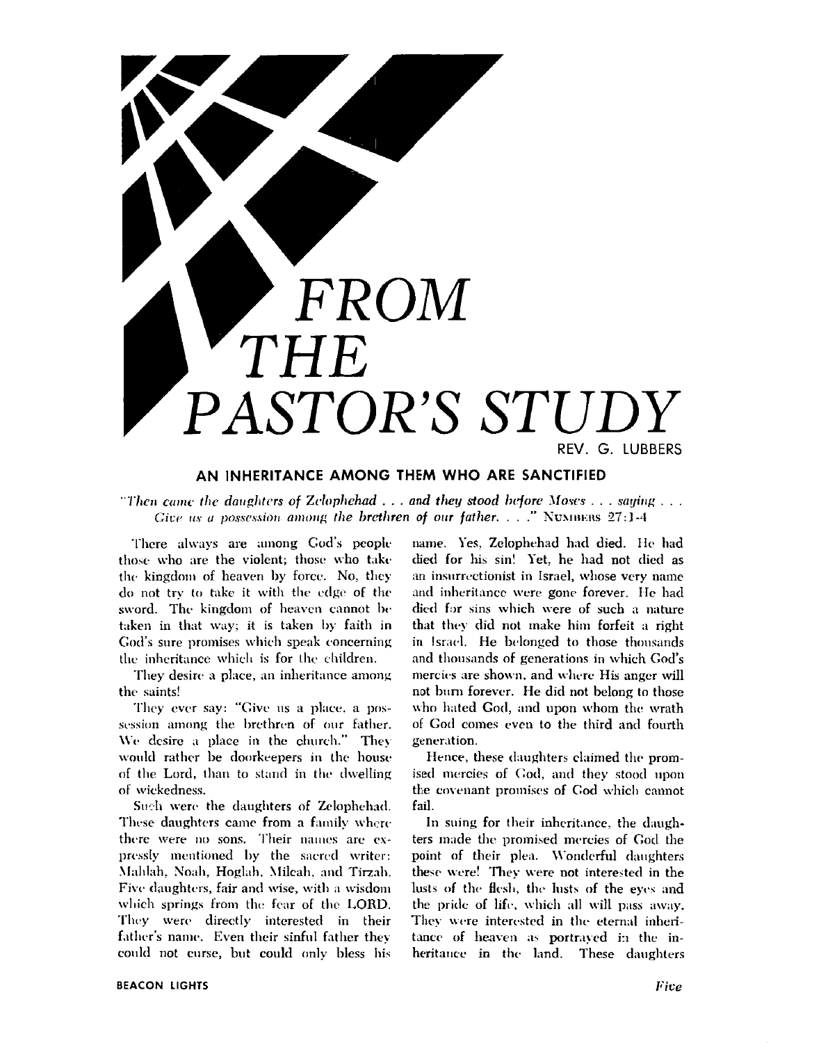# FROM THE PASTOR'S STUDY

REV. G. LUBBERS

## AN INHERITANCE AMONG THEM WHO ARE SANCTIFIED

*"Then came the daughters of Zelophehad . . . and they stood before Moses . . . saying . . . Give us a possession among the brethren of our father. . . ."* NUMBERS 27:1-4

There always are among God's people those who are the violent; those who take the kingdom of heaven by force. No, they do not try to take it with the edge of the sword. The kingdom of heaven cannot be taken in that way; it is taken by faith in God's sure promises which speak concerning the inheritance which is for the children.

They desire a place, an inheritance among the saints!

They ever say: "Give us a place, a possession among the brethren of our father. We desire a place in the church." They would rather be doorkeepers in the house of the Lord, than to stand in the dwelling of wickedness.

Such were the daughters of Zelophehad. These daughters came from a family where there were no sons. Their names are expressly mentioned by the sacred writer: Mahlah, Noah, Hoglah, Milcah, and Tirzah. Five daughters, fair and wise, with a wisdom which springs from the fear of the LORD. They were directly interested in their father's name. Even their sinful father they could not curse, but could only bless his name. Yes, Zelophehad had died. He had died for his sin! Yet, he had not died as an insurrectionist in Israel, whose very name and inheritance were gone forever. He had died for sins which were of such a nature that they did not make him forfeit a right in Israel. He belonged to those thousands and thousands of generations in which God's mercies are shown, and where His anger will not burn forever. He did not belong to those who hated God, and upon whom the wrath of God comes even to the third and fourth generation.

Hence, these daughters claimed the promised mercies of God, and they stood upon the covenant promises of God which cannot fail.

In suing for their inheritance, the daughters made the promised mercies of God the point of their plea. Wonderful daughters these were! They were not interested in the lusts of the flesh, the lusts of the eyes and the pride of life, which all will pass away. They were interested in the eternal inheritance of heaven as portrayed in the inheritance in the land. These daughters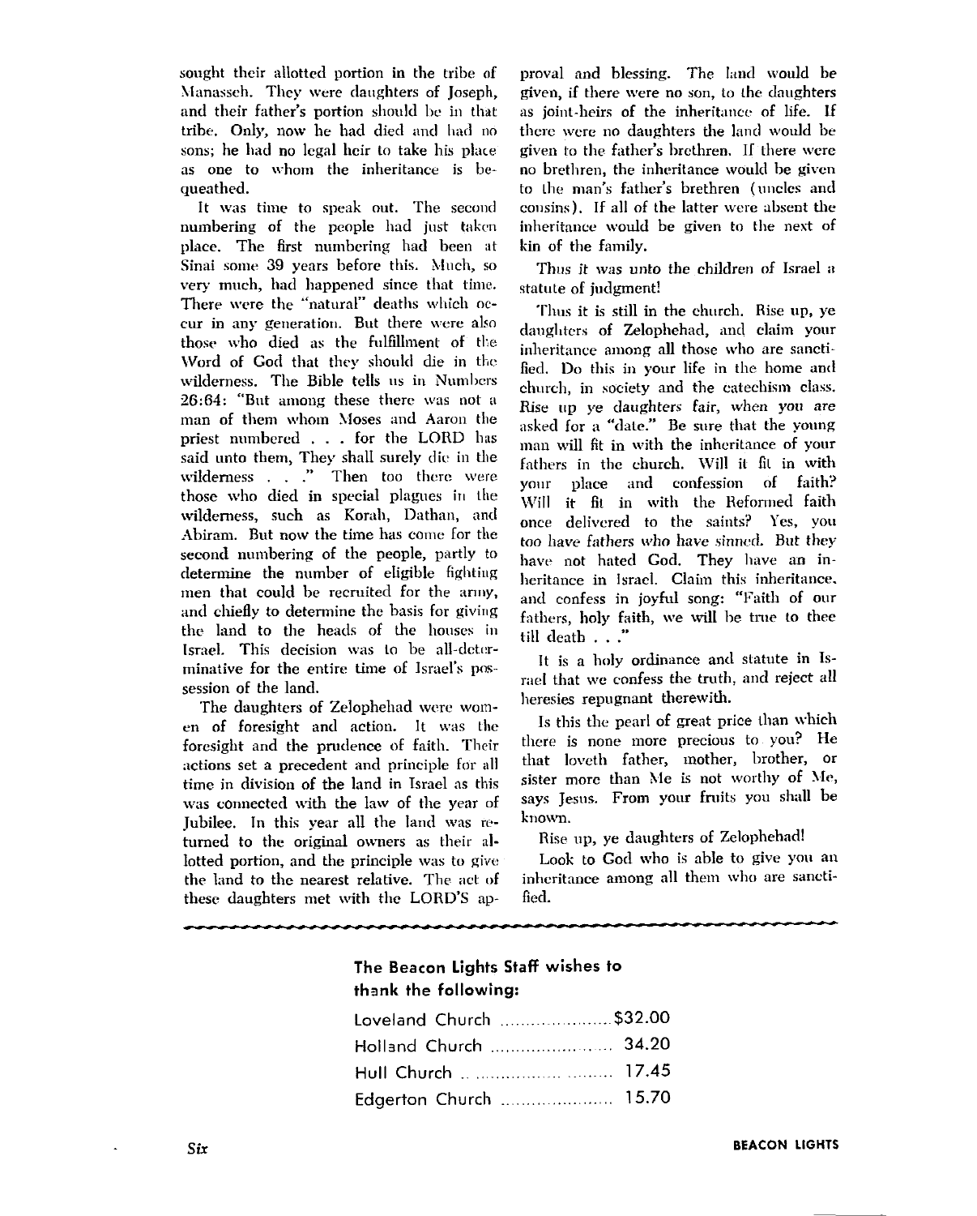sought their allotted portion in the tribe of Manasseh. They were daughters of Joseph, and their father's portion should be in that tribe. Only, now he had died and had no sons; he had no legal heir to take his place as one to whom the inheritance is bequeathed.

It was time to speak out. The second numbering of the people had just taken place. The first numbering had been at Sinai some 39 years before this. Much, so very much, had happened since that time. There were the "natural" deaths which occur in any generation. But there were also those who died as the fulfillment of the Word of God that they should die in the wilderness. The Bible tells us in Numbers 26:64: "But among these there was not a man of them whom Moses and Aaron the priest numbered . . . for the LORD has said unto them, They shall surely die in the wilderness . . ." Then too there were those who died in special plagues in the wilderness, such as Korah, Dathan, and Abiram. But now the time has come for the second numbering of the people, partly to determine the number of eligible fighting men that could be recruited for the army, and chiefly to determine the basis for giving the land to the heads of the houses in Israel. This decision was to be all-determinative for the entire time of Israel's possession of the land.

The daughters of Zelophehad were women of foresight and action. It was the foresight and the prudence of faith. Their actions set a precedent and principle for all time in division of the land in Israel as this was connected with the law of the year of Jubilee. In this year all the land was returned to the original owners as their allotted portion, and the principle was to give the land to the nearest relative. The act of these daughters met with the LORD'S approval and blessing. The land would be given, if there were no son, to the daughters as joint-heirs of the inheritance of life. If there were no daughters the land would be given to the father's brethren. If there were no brethren, the inheritance would be given to the man's father's brethren (uncles and cousins). If all of the latter were absent the inheritance would be given to the next of kin of the family.

Thus it was unto the children of Israel a statute of judgment!

Thus it is still in the church. Rise up, ye daughters of Zelophehad, and claim your inheritance among all those who are sanctified. Do this in your life in the home and church, in society and the catechism class. Rise up ye daughters fair, when you are asked for a "date." Be sure that the young man will fit in with the inheritance of your fathers in the church. Will it fit in with your place and confession of faith? Will it fit in with the Reformed faith once delivered to the saints? Yes, you too have fathers who have sinned. But they have not hated God. They have an inheritance in Israel. Claim this inheritance, and confess in joyful song: "Faith of our fathers, holy faith, we will be true to thee till death . . ."

It is a holy ordinance and statute in Israel that we confess the truth, and reject all heresies repugnant therewith.

Is this the pearl of great price than which there is none more precious to you? He that loveth father, mother, brother, or sister more than Me is not worthy of Me, says Jesus. From your fruits you shall be known.

Rise up, ye daughters of Zelophehad!

Look to God who is able to give you an inheritance among all them who are sanctified.

---

**The Beacon Lights Staff wishes to thank the following:**

| | |
|---|---|
| Loveland Church | $32.00 |
| Holland Church | 34.20 |
| Hull Church | 17.45 |
| Edgerton Church | 15.70 |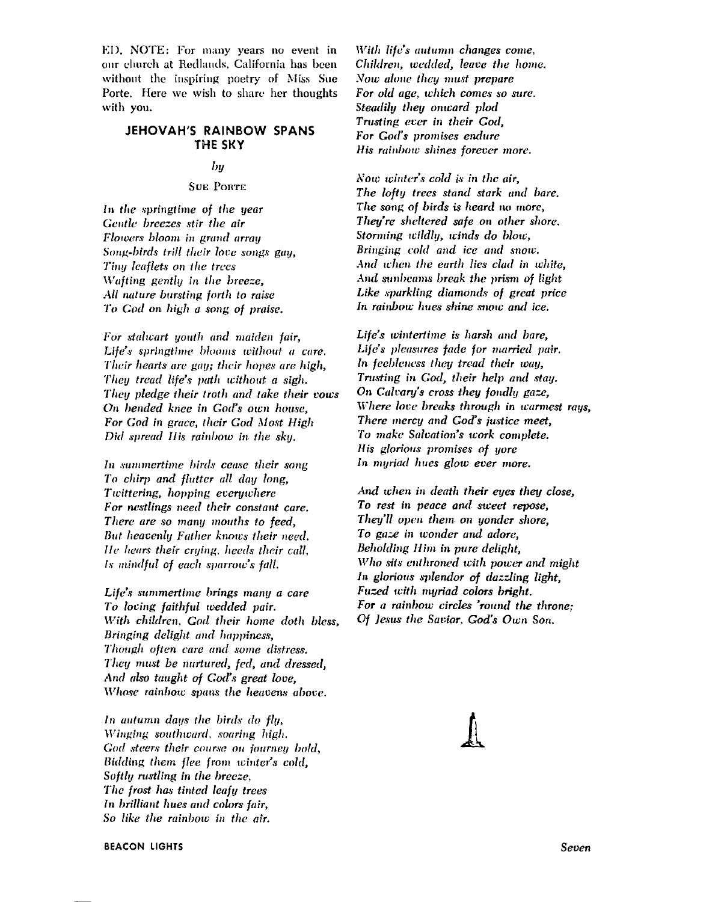ED. NOTE: For many years no event in our church at Redlands, California has been without the inspiring poetry of Miss Sue Porte. Here we wish to share her thoughts with you.

## JEHOVAH'S RAINBOW SPANS THE SKY

*by*

SUE PORTE

*In the springtime of the year*
*Gentle breezes stir the air*
*Flowers bloom in grand array*
*Song-birds trill their love songs gay,*
*Tiny leaflets on the trees*
*Wafting gently in the breeze,*
*All nature bursting forth to raise*
*To God on high a song of praise.*

*For stalwart youth and maiden fair,*
*Life's springtime blooms without a care.*
*Their hearts are gay; their hopes are high,*
*They tread life's path without a sigh.*
*They pledge their troth and take their vows*
*On bended knee in God's own house,*
*For God in grace, their God Most High*
*Did spread His rainbow in the sky.*

*In summertime birds cease their song*
*To chirp and flutter all day long,*
*Twittering, hopping everywhere*
*For nestlings need their constant care.*
*There are so many mouths to feed,*
*But heavenly Father knows their need.*
*He hears their crying, heeds their call,*
*Is mindful of each sparrow's fall.*

*Life's summertime brings many a care*
*To loving faithful wedded pair.*
*With children, God their home doth bless,*
*Bringing delight and happiness,*
*Though often care and some distress.*
*They must be nurtured, fed, and dressed,*
*And also taught of God's great love,*
*Whose rainbow spans the heavens above.*

*In autumn days the birds do fly,*
*Winging southward, soaring high.*
*God steers their course on journey bold,*
*Bidding them flee from winter's cold,*
*Softly rustling in the breeze,*
*The frost has tinted leafy trees*
*In brilliant hues and colors fair,*
*So like the rainbow in the air.*

*With life's autumn changes come,*
*Children, wedded, leave the home.*
*Now alone they must prepare*
*For old age, which comes so sure.*
*Steadily they onward plod*
*Trusting ever in their God,*
*For God's promises endure*
*His rainbow shines forever more.*

*Now winter's cold is in the air,*
*The lofty trees stand stark and bare.*
*The song of birds is heard no more,*
*They're sheltered safe on other shore.*
*Storming wildly, winds do blow,*
*Bringing cold and ice and snow.*
*And when the earth lies clad in white,*
*And sunbeams break the prism of light*
*Like sparkling diamonds of great price*
*In rainbow hues shine snow and ice.*

*Life's wintertime is harsh and bare,*
*Life's pleasures fade for married pair.*
*In feebleness they tread their way,*
*Trusting in God, their help and stay.*
*On Calvary's cross they fondly gaze,*
*Where love breaks through in warmest rays,*
*There mercy and God's justice meet,*
*To make Salvation's work complete.*
*His glorious promises of yore*
*In myriad hues glow ever more.*

*And when in death their eyes they close,*
*To rest in peace and sweet repose,*
*They'll open them on yonder shore,*
*To gaze in wonder and adore,*
*Beholding Him in pure delight,*
*Who sits enthroned with power and might*
*In glorious splendor of dazzling light,*
*Fuzed with myriad colors bright.*
*For a rainbow circles 'round the throne;*
*Of Jesus the Savior, God's Own Son.*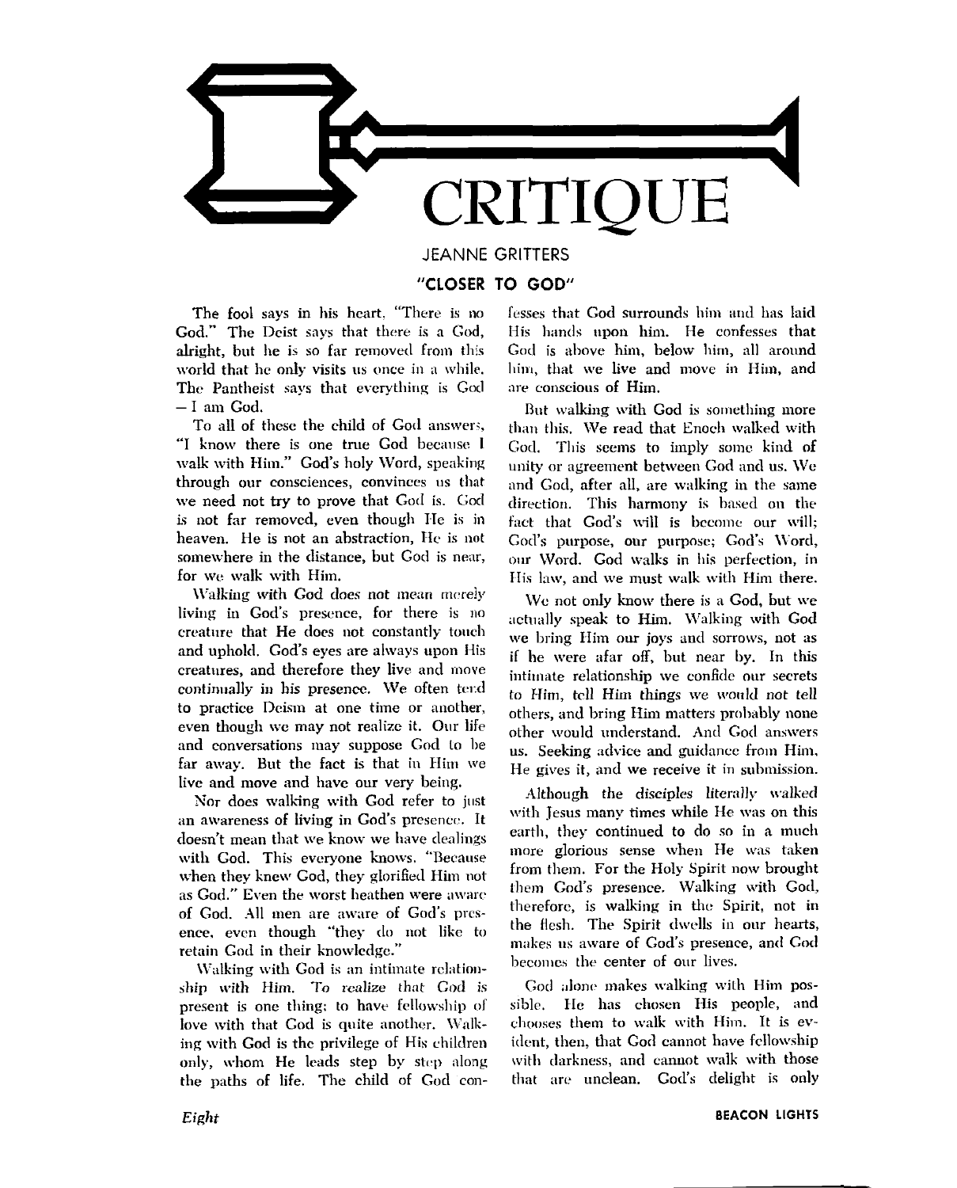# CRITIQUE

JEANNE GRITTERS

## "CLOSER TO GOD"

The fool says in his heart, "There is no God." The Deist says that there is a God, alright, but he is so far removed from this world that he only visits us once in a while. The Pantheist says that everything is God — I am God.

To all of these the child of God answers, "I know there is one true God because I walk with Him." God's holy Word, speaking through our consciences, convinces us that we need not try to prove that God is. God is not far removed, even though He is in heaven. He is not an abstraction, He is not somewhere in the distance, but God is near, for we walk with Him.

Walking with God does not mean merely living in God's presence, for there is no creature that He does not constantly touch and uphold. God's eyes are always upon His creatures, and therefore they live and move continually in his presence. We often tend to practice Deism at one time or another, even though we may not realize it. Our life and conversations may suppose God to be far away. But the fact is that in Him we live and move and have our very being.

Nor does walking with God refer to just an awareness of living in God's presence. It doesn't mean that we know we have dealings with God. This everyone knows. "Because when they knew God, they glorified Him not as God." Even the worst heathen were aware of God. All men are aware of God's presence, even though "they do not like to retain God in their knowledge."

Walking with God is an intimate relationship with Him. To realize that God is present is one thing; to have fellowship of love with that God is quite another. Walking with God is the privilege of His children only, whom He leads step by step along the paths of life. The child of God confesses that God surrounds him and has laid His hands upon him. He confesses that God is above him, below him, all around him, that we live and move in Him, and are conscious of Him.

But walking with God is something more than this. We read that Enoch walked with God. This seems to imply some kind of unity or agreement between God and us. We and God, after all, are walking in the same direction. This harmony is based on the fact that God's will is become our will; God's purpose, our purpose; God's Word, our Word. God walks in his perfection, in His law, and we must walk with Him there.

We not only know there is a God, but we actually speak to Him. Walking with God we bring Him our joys and sorrows, not as if he were afar off, but near by. In this intimate relationship we confide our secrets to Him, tell Him things we would not tell others, and bring Him matters probably none other would understand. And God answers us. Seeking advice and guidance from Him, He gives it, and we receive it in submission.

Although the disciples literally walked with Jesus many times while He was on this earth, they continued to do so in a much more glorious sense when He was taken from them. For the Holy Spirit now brought them God's presence. Walking with God, therefore, is walking in the Spirit, not in the flesh. The Spirit dwells in our hearts, makes us aware of God's presence, and God becomes the center of our lives.

God alone makes walking with Him possible. He has chosen His people, and chooses them to walk with Him. It is evident, then, that God cannot have fellowship with darkness, and cannot walk with those that are unclean. God's delight is only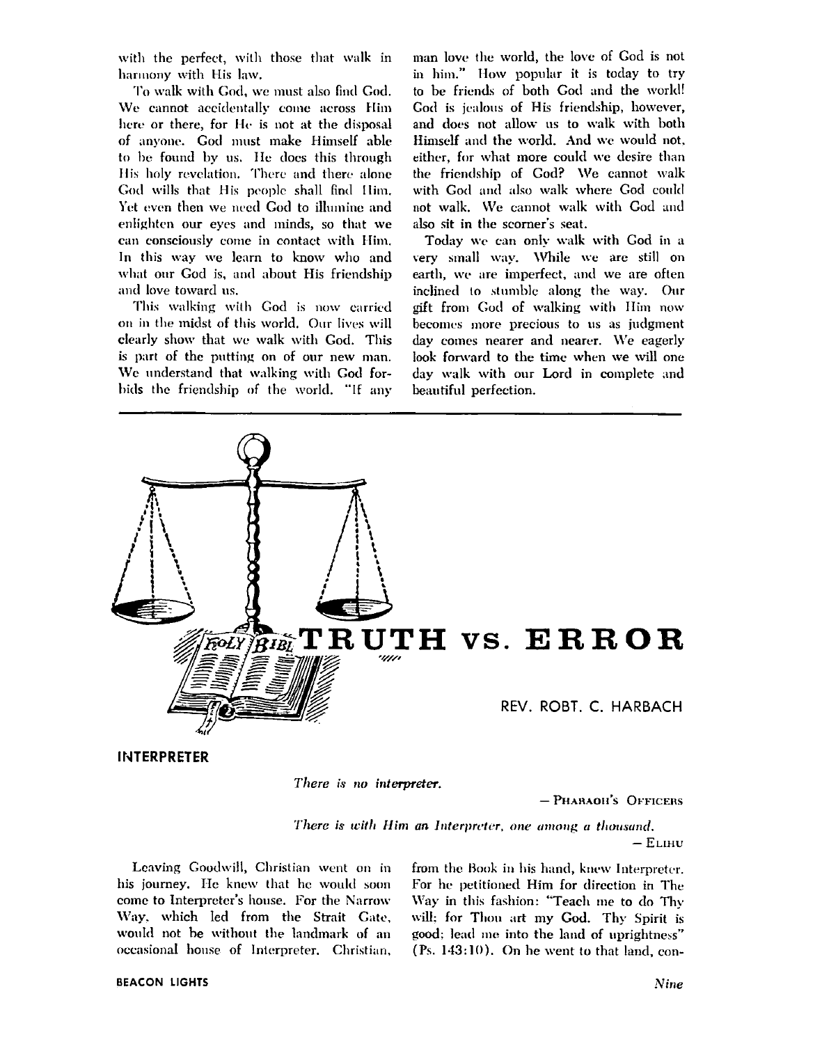with the perfect, with those that walk in harmony with His law.

To walk with God, we must also find God. We cannot accidentally come across Him here or there, for He is not at the disposal of anyone. God must make Himself able to be found by us. He does this through His holy revelation. There and there alone God wills that His people shall find Him. Yet even then we need God to illumine and enlighten our eyes and minds, so that we can consciously come in contact with Him. In this way we learn to know who and what our God is, and about His friendship and love toward us.

This walking with God is now carried on in the midst of this world. Our lives will clearly show that we walk with God. This is part of the putting on of our new man. We understand that walking with God forbids the friendship of the world. "If any man love the world, the love of God is not in him." How popular it is today to try to be friends of both God and the world! God is jealous of His friendship, however, and does not allow us to walk with both Himself and the world. And we would not, either, for what more could we desire than the friendship of God? We cannot walk with God and also walk where God could not walk. We cannot walk with God and also sit in the scorner's seat.

Today we can only walk with God in a very small way. While we are still on earth, we are imperfect, and we are often inclined to stumble along the way. Our gift from God of walking with Him now becomes more precious to us as judgment day comes nearer and nearer. We eagerly look forward to the time when we will one day walk with our Lord in complete and beautiful perfection.

---

# TRUTH vs. ERROR

REV. ROBT. C. HARBACH

## INTERPRETER

*There is no interpreter.*

— PHARAOH'S OFFICERS

*There is with Him an Interpreter, one among a thousand.*

— ELIHU

Leaving Goodwill, Christian went on in his journey. He knew that he would soon come to Interpreter's house. For the Narrow Way, which led from the Strait Gate, would not be without the landmark of an occasional house of Interpreter. Christian, from the Book in his hand, knew Interpreter. For he petitioned Him for direction in The Way in this fashion: "Teach me to do Thy will; for Thou art my God. Thy Spirit is good; lead me into the land of uprightness" (Ps. 143:10). On he went to that land, con-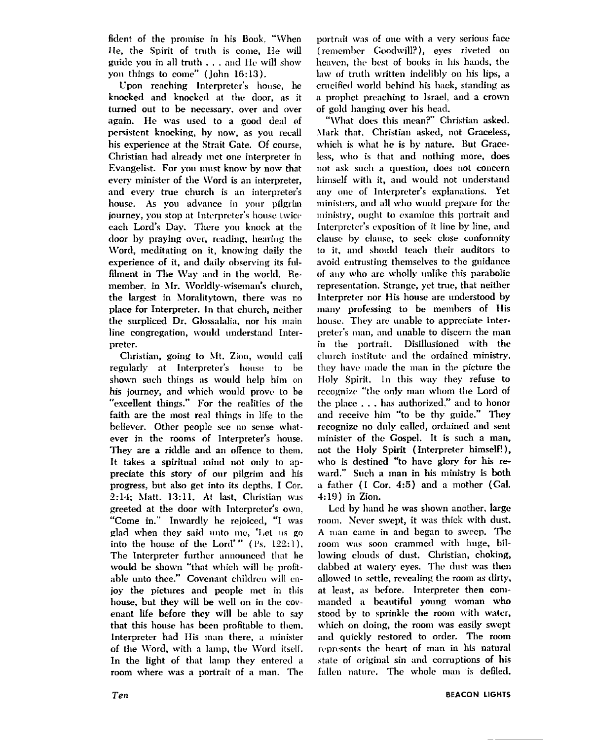fident of the promise in his Book, "When He, the Spirit of truth is come, He will guide you in all truth . . . and He will show you things to come" (John 16:13).

Upon reaching Interpreter's house, he knocked and knocked at the door, as it turned out to be necessary, over and over again. He was used to a good deal of persistent knocking, by now, as you recall his experience at the Strait Gate. Of course, Christian had already met one interpreter in Evangelist. For you must know by now that every minister of the Word is an interpreter, and every true church is an interpreter's house. As you advance in your pilgrim journey, you stop at Interpreter's house twice each Lord's Day. There you knock at the door by praying over, reading, hearing the Word, meditating on it, knowing daily the experience of it, and daily observing its fulfilment in The Way and in the world. Remember, in Mr. Worldly-wiseman's church, the largest in Moralitytown, there was no place for Interpreter. In that church, neither the surpliced Dr. Glossalalia, nor his main line congregation, would understand Interpreter.

Christian, going to Mt. Zion, would call regularly at Interpreter's house to be shown such things as would help him on his journey, and which would prove to be "excellent things." For the realities of the faith are the most real things in life to the believer. Other people see no sense whatever in the rooms of Interpreter's house. They are a riddle and an offence to them. It takes a spiritual mind not only to appreciate this story of our pilgrim and his progress, but also get into its depths. I Cor. 2:14; Matt. 13:11. At last, Christian was greeted at the door with Interpreter's own, "Come in." Inwardly he rejoiced, "I was glad when they said unto me, 'Let us go into the house of the Lord'" (Ps. 122:1). The Interpreter further announced that he would be shown "that which will be profitable unto thee." Covenant children will enjoy the pictures and people met in this house, but they will be well on in the covenant life before they will be able to say that this house has been profitable to them. Interpreter had His man there, a minister of the Word, with a lamp, the Word itself. In the light of that lamp they entered a room where was a portrait of a man. The portrait was of one with a very serious face (remember Goodwill?), eyes riveted on heaven, the best of books in his hands, the law of truth written indelibly on his lips, a crucified world behind his back, standing as a prophet preaching to Israel, and a crown of gold hanging over his head.

"What does this mean?" Christian asked. Mark that. Christian asked, not Graceless, which is what he is by nature. But Graceless, who is that and nothing more, does not ask such a question, does not concern himself with it, and would not understand any one of Interpreter's explanations. Yet ministers, and all who would prepare for the ministry, ought to examine this portrait and Interpreter's exposition of it line by line, and clause by clause, to seek close conformity to it, and should teach their auditors to avoid entrusting themselves to the guidance of any who are wholly unlike this parabolic representation. Strange, yet true, that neither Interpreter nor His house are understood by many professing to be members of His house. They are unable to appreciate Interpreter's man, and unable to discern the man in the portrait. Disillusioned with the church institute and the ordained ministry, they have made the man in the picture the Holy Spirit. In this way they refuse to recognize "the only man whom the Lord of the place . . . has authorized," and to honor and receive him "to be thy guide." They recognize no duly called, ordained and sent minister of the Gospel. It is such a man, not the Holy Spirit (Interpreter himself!), who is destined "to have glory for his reward." Such a man in his ministry is both a father (I Cor. 4:5) and a mother (Gal. 4:19) in Zion.

Led by hand he was shown another, large room. Never swept, it was thick with dust. A man came in and began to sweep. The room was soon crammed with huge, billowing clouds of dust. Christian, choking, dabbed at watery eyes. The dust was then allowed to settle, revealing the room as dirty, at least, as before. Interpreter then commanded a beautiful young woman who stood by to sprinkle the room with water, which on doing, the room was easily swept and quickly restored to order. The room represents the heart of man in his natural state of original sin and corruptions of his fallen nature. The whole man is defiled.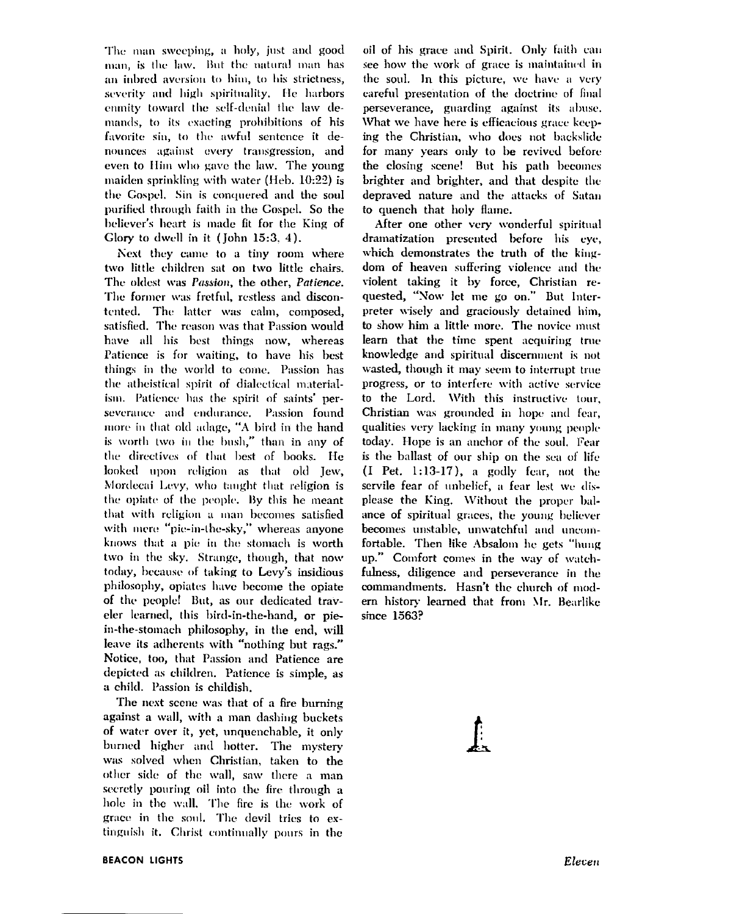The man sweeping, a holy, just and good man, is the law. But the natural man has an inbred aversion to him, to his strictness, severity and high spirituality. He harbors enmity toward the self-denial the law demands, to its exacting prohibitions of his favorite sin, to the awful sentence it denounces against every transgression, and even to Him who gave the law. The young maiden sprinkling with water (Heb. 10:22) is the Gospel. Sin is conquered and the soul purified through faith in the Gospel. So the believer's heart is made fit for the King of Glory to dwell in it (John 15:3, 4).

Next they came to a tiny room where two little children sat on two little chairs. The oldest was *Passion*, the other, *Patience*. The former was fretful, restless and discontented. The latter was calm, composed, satisfied. The reason was that Passion would have all his best things now, whereas Patience is for waiting, to have his best things in the world to come. Passion has the atheistical spirit of dialectical materialism. Patience has the spirit of saints' perseverance and endurance. Passion found more in that old adage, "A bird in the hand is worth two in the bush," than in any of the directives of that best of books. He looked upon religion as that old Jew, Mordecai Levy, who taught that religion is the opiate of the people. By this he meant that with religion a man becomes satisfied with mere "pie-in-the-sky," whereas anyone knows that a pie in the stomach is worth two in the sky. Strange, though, that now today, because of taking to Levy's insidious philosophy, opiates have become the opiate of the people! But, as our dedicated traveler learned, this bird-in-the-hand, or pie-in-the-stomach philosophy, in the end, will leave its adherents with "nothing but rags." Notice, too, that Passion and Patience are depicted as children. Patience is simple, as a child. Passion is childish.

The next scene was that of a fire burning against a wall, with a man dashing buckets of water over it, yet, unquenchable, it only burned higher and hotter. The mystery was solved when Christian, taken to the other side of the wall, saw there a man secretly pouring oil into the fire through a hole in the wall. The fire is the work of grace in the soul. The devil tries to extinguish it. Christ continually pours in the oil of his grace and Spirit. Only faith can see how the work of grace is maintained in the soul. In this picture, we have a very careful presentation of the doctrine of final perseverance, guarding against its abuse. What we have here is efficacious grace keeping the Christian, who does not backslide for many years only to be revived before the closing scene! But his path becomes brighter and brighter, and that despite the depraved nature and the attacks of Satan to quench that holy flame.

After one other very wonderful spiritual dramatization presented before his eye, which demonstrates the truth of the kingdom of heaven suffering violence and the violent taking it by force, Christian requested, "Now let me go on." But Interpreter wisely and graciously detained him, to show him a little more. The novice must learn that the time spent acquiring true knowledge and spiritual discernment is not wasted, though it may seem to interrupt true progress, or to interfere with active service to the Lord. With this instructive tour, Christian was grounded in hope and fear, qualities very lacking in many young people today. Hope is an anchor of the soul. Fear is the ballast of our ship on the sea of life (I Pet. 1:13-17), a godly fear, not the servile fear of unbelief, a fear lest we displease the King. Without the proper balance of spiritual graces, the young believer becomes unstable, unwatchful and uncomfortable. Then like Absalom he gets "hung up." Comfort comes in the way of watchfulness, diligence and perseverance in the commandments. Hasn't the church of modern history learned that from Mr. Bearlike since 1563?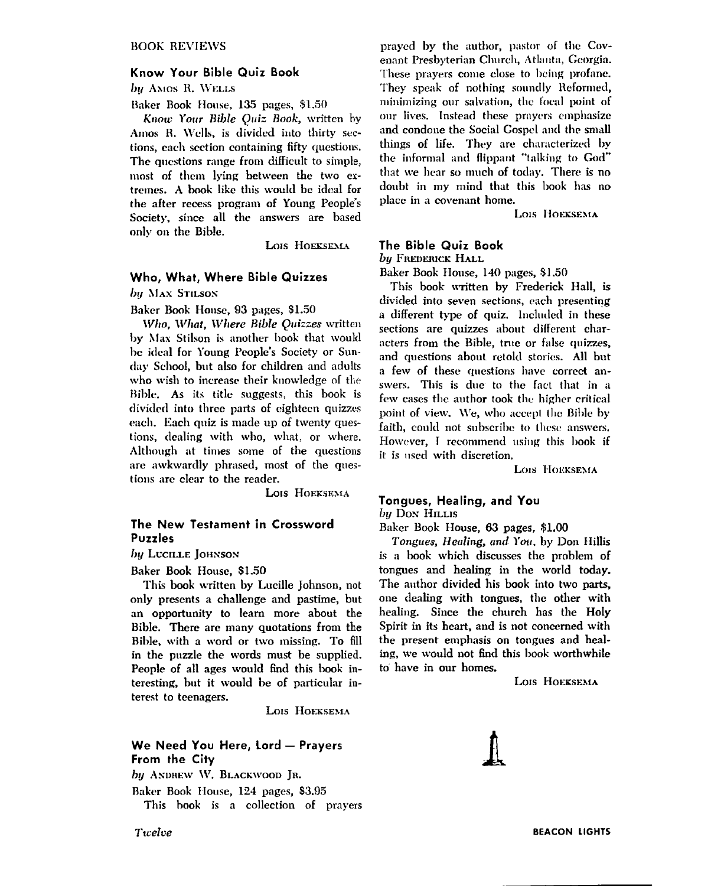BOOK REVIEWS

### Know Your Bible Quiz Book

*by* Amos R. Wells

Baker Book House, 135 pages, $1.50

*Know Your Bible Quiz Book*, written by Amos R. Wells, is divided into thirty sections, each section containing fifty questions. The questions range from difficult to simple, most of them lying between the two extremes. A book like this would be ideal for the after recess program of Young People's Society, since all the answers are based only on the Bible.

Lois Hoeksema

### Who, What, Where Bible Quizzes

*by* Max Stilson

Baker Book House, 93 pages, $1.50

*Who, What, Where Bible Quizzes* written by Max Stilson is another book that would be ideal for Young People's Society or Sunday School, but also for children and adults who wish to increase their knowledge of the Bible. As its title suggests, this book is divided into three parts of eighteen quizzes each. Each quiz is made up of twenty questions, dealing with who, what, or where. Although at times some of the questions are awkwardly phrased, most of the questions are clear to the reader.

Lois Hoeksema

### The New Testament in Crossword Puzzles

*by* Lucille Johnson

Baker Book House, $1.50

This book written by Lucille Johnson, not only presents a challenge and pastime, but an opportunity to learn more about the Bible. There are many quotations from the Bible, with a word or two missing. To fill in the puzzle the words must be supplied. People of all ages would find this book interesting, but it would be of particular interest to teenagers.

Lois Hoeksema

### We Need You Here, Lord — Prayers From the City

*by* Andrew W. Blackwood Jr.

Baker Book House, 124 pages, $3.95

This book is a collection of prayers prayed by the author, pastor of the Covenant Presbyterian Church, Atlanta, Georgia. These prayers come close to being profane. They speak of nothing soundly Reformed, minimizing our salvation, the focal point of our lives. Instead these prayers emphasize and condone the Social Gospel and the small things of life. They are characterized by the informal and flippant "talking to God" that we hear so much of today. There is no doubt in my mind that this book has no place in a covenant home.

Lois Hoeksema

### The Bible Quiz Book

*by* Frederick Hall

Baker Book House, 140 pages, $1.50

This book written by Frederick Hall, is divided into seven sections, each presenting a different type of quiz. Included in these sections are quizzes about different characters from the Bible, true or false quizzes, and questions about retold stories. All but a few of these questions have correct answers. This is due to the fact that in a few cases the author took the higher critical point of view. We, who accept the Bible by faith, could not subscribe to these answers. However, I recommend using this book if it is used with discretion.

Lois Hoeksema

### Tongues, Healing, and You

*by* Don Hillis

Baker Book House, 63 pages, $1.00

*Tongues, Healing, and You*, by Don Hillis is a book which discusses the problem of tongues and healing in the world today. The author divided his book into two parts, one dealing with tongues, the other with healing. Since the church has the Holy Spirit in its heart, and is not concerned with the present emphasis on tongues and healing, we would not find this book worthwhile to have in our homes.

Lois Hoeksema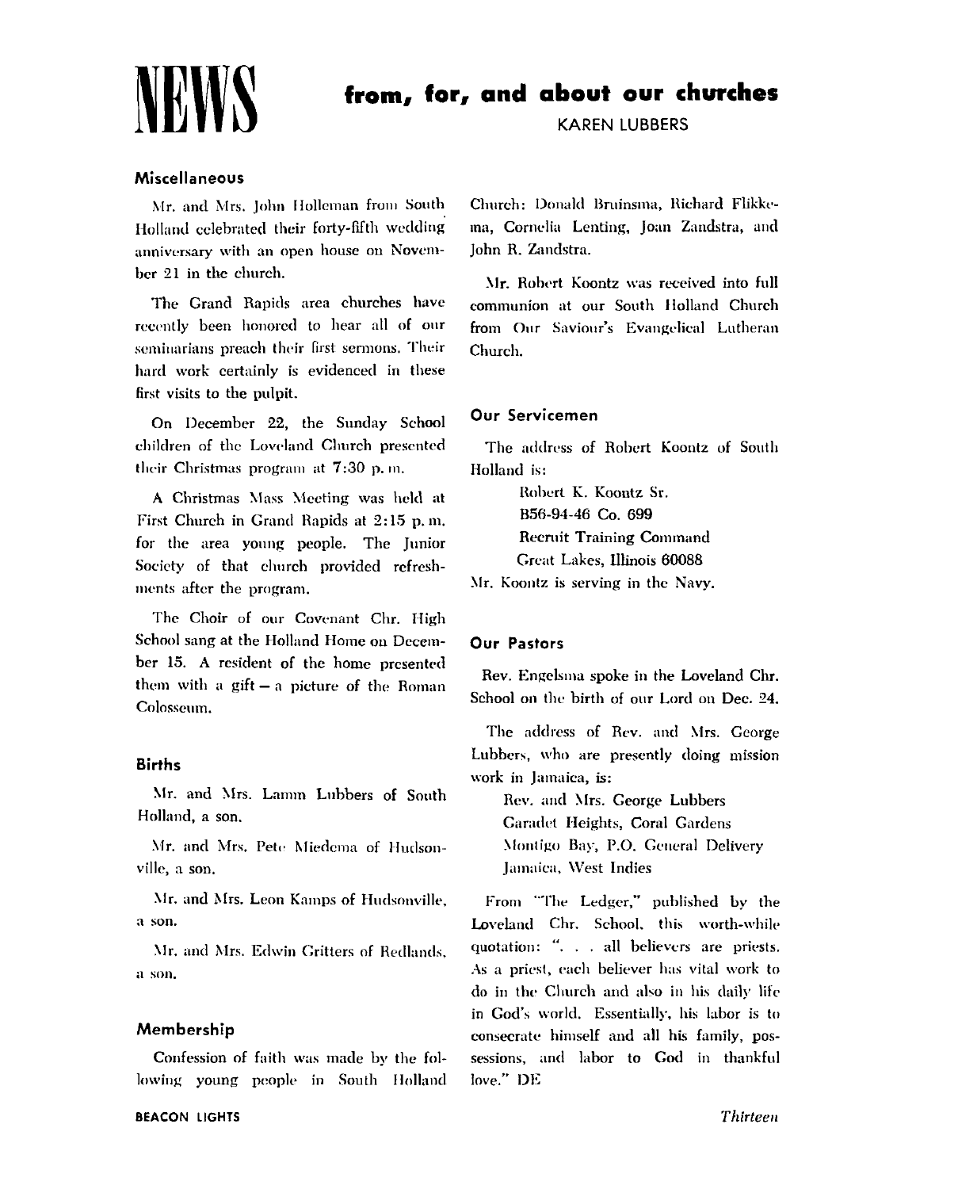# NEWS from, for, and about our churches

KAREN LUBBERS

### Miscellaneous

Mr. and Mrs. John Holleman from South Holland celebrated their forty-fifth wedding anniversary with an open house on November 21 in the church.

The Grand Rapids area churches have recently been honored to hear all of our seminarians preach their first sermons. Their hard work certainly is evidenced in these first visits to the pulpit.

On December 22, the Sunday School children of the Loveland Church presented their Christmas program at 7:30 p. m.

A Christmas Mass Meeting was held at First Church in Grand Rapids at 2:15 p. m. for the area young people. The Junior Society of that church provided refreshments after the program.

The Choir of our Covenant Chr. High School sang at the Holland Home on December 15. A resident of the home presented them with a gift — a picture of the Roman Colosseum.

### Births

Mr. and Mrs. Lamm Lubbers of South Holland, a son.

Mr. and Mrs. Pete Miedema of Hudsonville, a son.

Mr. and Mrs. Leon Kamps of Hudsonville, a son.

Mr. and Mrs. Edwin Gritters of Redlands, a son.

### Membership

Confession of faith was made by the following young people in South Holland Church: Donald Bruinsma, Richard Flikkema, Cornelia Lenting, Joan Zandstra, and John R. Zandstra.

Mr. Robert Koontz was received into full communion at our South Holland Church from Our Saviour's Evangelical Lutheran Church.

### Our Servicemen

The address of Robert Koontz of South Holland is:

Robert K. Koontz Sr.  
B56-94-46 Co. 699  
Recruit Training Command  
Great Lakes, Illinois 60088

Mr. Koontz is serving in the Navy.

### Our Pastors

Rev. Engelsma spoke in the Loveland Chr. School on the birth of our Lord on Dec. 24.

The address of Rev. and Mrs. George Lubbers, who are presently doing mission work in Jamaica, is:

Rev. and Mrs. George Lubbers  
Garadet Heights, Coral Gardens  
Montigo Bay, P.O. General Delivery  
Jamaica, West Indies

From "The Ledger," published by the Loveland Chr. School, this worth-while quotation: ". . . all believers are priests. As a priest, each believer has vital work to do in the Church and also in his daily life in God's world. Essentially, his labor is to consecrate himself and all his family, possessions, and labor to God in thankful love." DE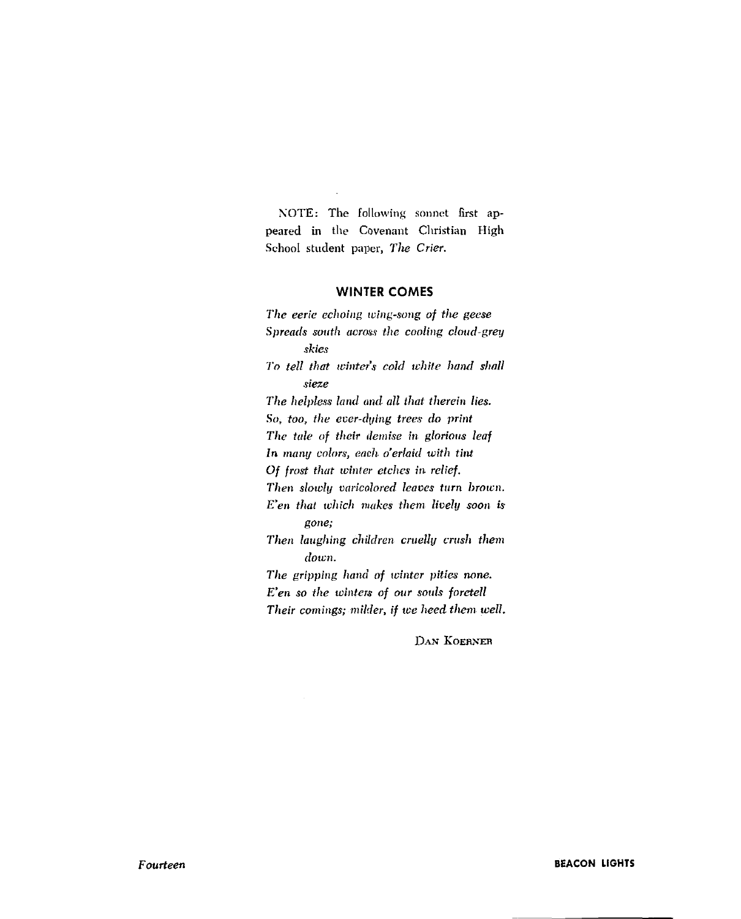NOTE: The following sonnet first appeared in the Covenant Christian High School student paper, *The Crier.*

## WINTER COMES

*The eerie echoing wing-song of the geese*
*Spreads south across the cooling cloud-grey skies*
*To tell that winter's cold white hand shall sieze*
*The helpless land and all that therein lies.*
*So, too, the ever-dying trees do print*
*The tale of their demise in glorious leaf*
*In many colors, each o'erlaid with tint*
*Of frost that winter etches in relief.*
*Then slowly varicolored leaves turn brown.*
*E'en that which makes them lively soon is gone;*
*Then laughing children cruelly crush them down.*
*The gripping hand of winter pities none.*
*E'en so the winters of our souls foretell*
*Their comings; milder, if we heed them well.*

DAN KOERNER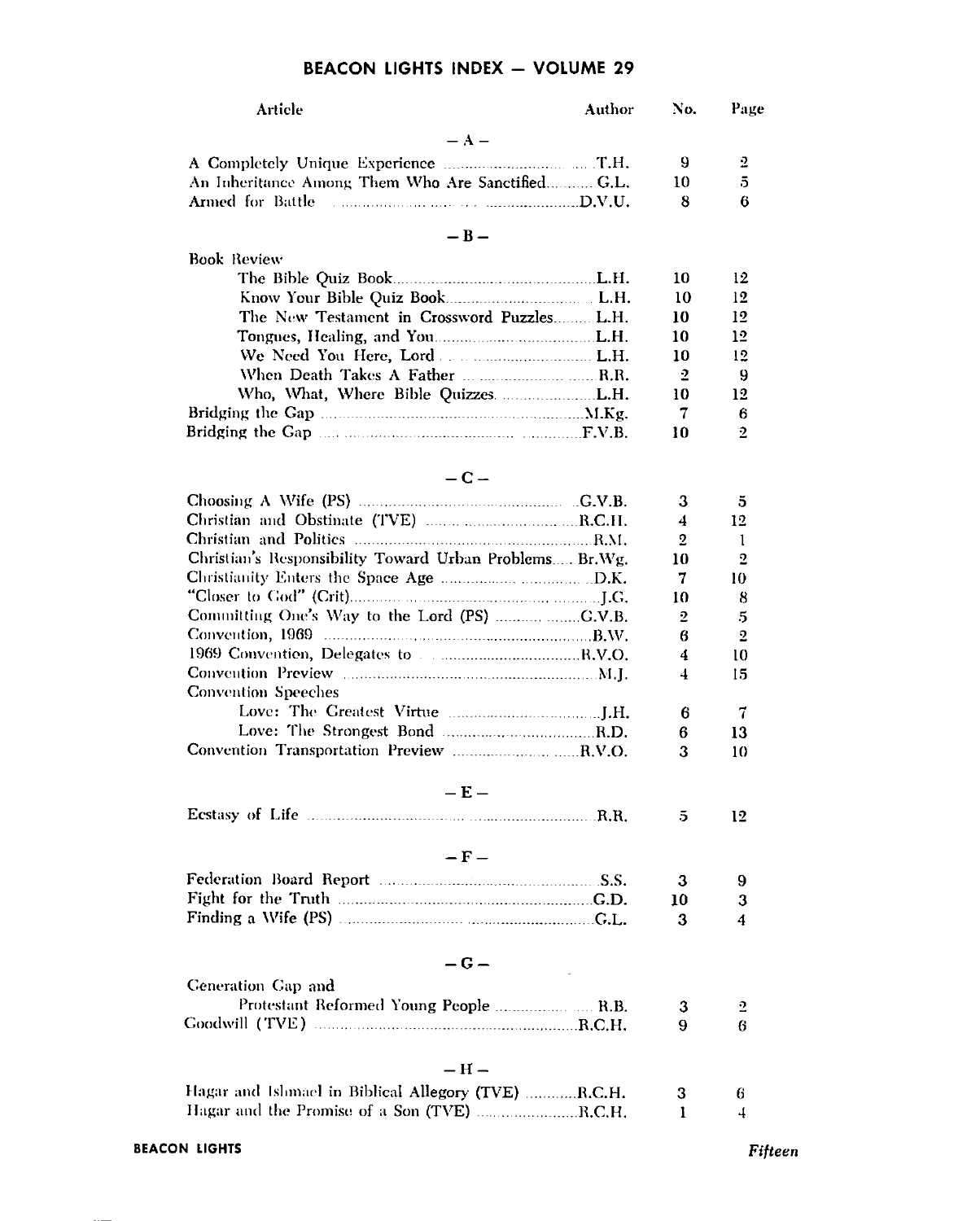## BEACON LIGHTS INDEX — VOLUME 29

| Article | Author | No. | Page |
|---|---|---|---|
| **— A —** | | | |
| A Completely Unique Experience | T.H. | 9 | 2 |
| An Inheritance Among Them Who Are Sanctified | G.L. | 10 | 5 |
| Armed for Battle | D.V.U. | 8 | 6 |
| **— B —** | | | |
| Book Review | | | |
| The Bible Quiz Book | L.H. | 10 | 12 |
| Know Your Bible Quiz Book | L.H. | 10 | 12 |
| The New Testament in Crossword Puzzles | L.H. | 10 | 12 |
| Tongues, Healing, and You | L.H. | 10 | 12 |
| We Need You Here, Lord | L.H. | 10 | 12 |
| When Death Takes A Father | R.R. | 2 | 9 |
| Who, What, Where Bible Quizzes | L.H. | 10 | 12 |
| Bridging the Gap | M.Kg. | 7 | 6 |
| Bridging the Gap | F.V.B. | 10 | 2 |
| **— C —** | | | |
| Choosing A Wife (PS) | G.V.B. | 3 | 5 |
| Christian and Obstinate (TVE) | R.C.H. | 4 | 12 |
| Christian and Politics | R.M. | 2 | 1 |
| Christian's Responsibility Toward Urban Problems | Br.Wg. | 10 | 2 |
| Christianity Enters the Space Age | D.K. | 7 | 10 |
| "Closer to God" (Crit) | J.G. | 10 | 8 |
| Committing One's Way to the Lord (PS) | G.V.B. | 2 | 5 |
| Convention, 1969 | B.W. | 6 | 2 |
| 1969 Convention, Delegates to | R.V.O. | 4 | 10 |
| Convention Preview | M.J. | 4 | 15 |
| Convention Speeches | | | |
| Love: The Greatest Virtue | J.H. | 6 | 7 |
| Love: The Strongest Bond | R.D. | 6 | 13 |
| Convention Transportation Preview | R.V.O. | 3 | 10 |
| **— E —** | | | |
| Ecstasy of Life | R.R. | 5 | 12 |
| **— F —** | | | |
| Federation Board Report | S.S. | 3 | 9 |
| Fight for the Truth | G.D. | 10 | 3 |
| Finding a Wife (PS) | G.L. | 3 | 4 |
| **— G —** | | | |
| Generation Gap and Protestant Reformed Young People | R.B. | 3 | 2 |
| Goodwill (TVE) | R.C.H. | 9 | 6 |
| **— H —** | | | |
| Hagar and Ishmael in Biblical Allegory (TVE) | R.C.H. | 3 | 6 |
| Hagar and the Promise of a Son (TVE) | R.C.H. | 1 | 4 |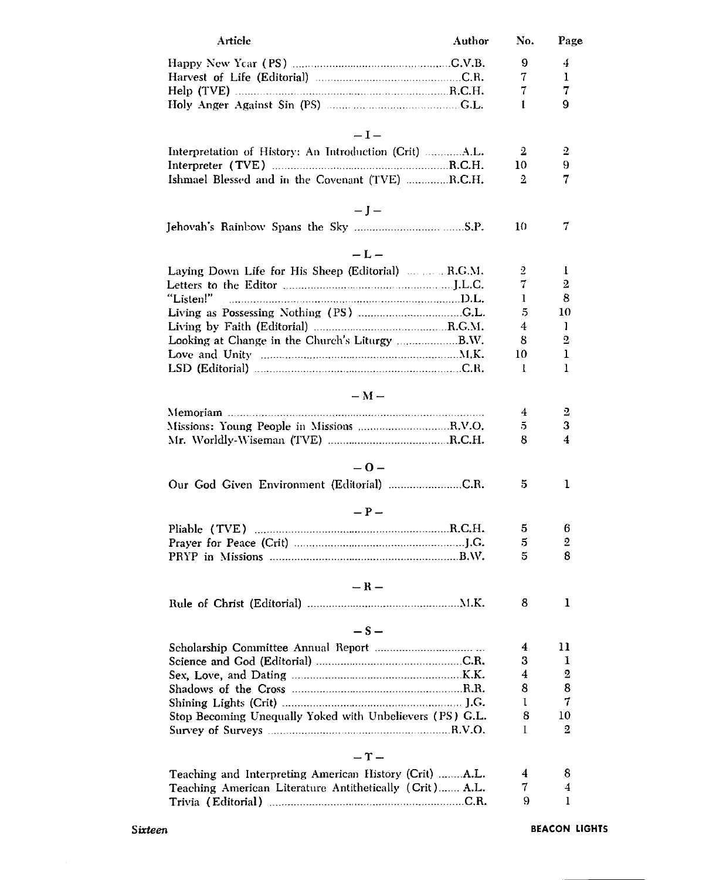| Article | Author | No. | Page |
|---|---|---|---|
| Happy New Year (PS) | G.V.B. | 9 | 4 |
| Harvest of Life (Editorial) | C.R. | 7 | 1 |
| Help (TVE) | R.C.H. | 7 | 7 |
| Holy Anger Against Sin (PS) | G.L. | 1 | 9 |
| **– I –** | | | |
| Interpretation of History: An Introduction (Crit) | A.L. | 2 | 2 |
| Interpreter (TVE) | R.C.H. | 10 | 9 |
| Ishmael Blessed and in the Covenant (TVE) | R.C.H. | 2 | 7 |
| **– J –** | | | |
| Jehovah's Rainbow Spans the Sky | S.P. | 10 | 7 |
| **– L –** | | | |
| Laying Down Life for His Sheep (Editorial) | R.G.M. | 2 | 1 |
| Letters to the Editor | J.L.C. | 7 | 2 |
| "Listen!" | D.L. | 1 | 8 |
| Living as Possessing Nothing (PS) | G.L. | 5 | 10 |
| Living by Faith (Editorial) | R.G.M. | 4 | 1 |
| Looking at Change in the Church's Liturgy | B.W. | 8 | 2 |
| Love and Unity | M.K. | 10 | 1 |
| LSD (Editorial) | C.R. | 1 | 1 |
| **– M –** | | | |
| Memoriam | | 4 | 2 |
| Missions: Young People in Missions | R.V.O. | 5 | 3 |
| Mr. Worldly-Wiseman (TVE) | R.C.H. | 8 | 4 |
| **– O –** | | | |
| Our God Given Environment (Editorial) | C.R. | 5 | 1 |
| **– P –** | | | |
| Pliable (TVE) | R.C.H. | 5 | 6 |
| Prayer for Peace (Crit) | J.G. | 5 | 2 |
| PRYP in Missions | B.W. | 5 | 8 |
| **– R –** | | | |
| Rule of Christ (Editorial) | M.K. | 8 | 1 |
| **– S –** | | | |
| Scholarship Committee Annual Report | | 4 | 11 |
| Science and God (Editorial) | C.R. | 3 | 1 |
| Sex, Love, and Dating | K.K. | 4 | 2 |
| Shadows of the Cross | R.R. | 8 | 8 |
| Shining Lights (Crit) | J.G. | 1 | 7 |
| Stop Becoming Unequally Yoked with Unbelievers (PS) | G.L. | 8 | 10 |
| Survey of Surveys | R.V.O. | 1 | 2 |
| **– T –** | | | |
| Teaching and Interpreting American History (Crit) | A.L. | 4 | 8 |
| Teaching American Literature Antithetically (Crit) | A.L. | 7 | 4 |
| Trivia (Editorial) | C.R. | 9 | 1 |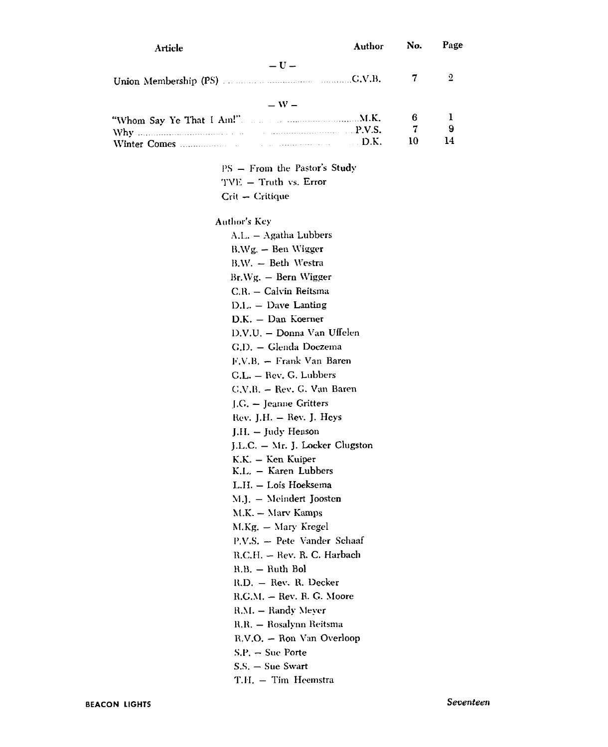| Article | Author | No. | Page |
|---|---|---|---|
| **— U —** | | | |
| Union Membership (PS) | G.V.B. | 7 | 2 |
| **— W —** | | | |
| "Whom Say Ye That I Am!" | M.K. | 6 | 1 |
| Why | P.V.S. | 7 | 9 |
| Winter Comes | D.K. | 10 | 14 |

PS — From the Pastor's Study
TVE — Truth vs. Error
Crit — Critique

Author's Key

A.L. — Agatha Lubbers
B.Wg. — Ben Wigger
B.W. — Beth Westra
Br.Wg. — Bern Wigger
C.R. — Calvin Reitsma
D.L. — Dave Lanting
D.K. — Dan Koerner
D.V.U. — Donna Van Uffelen
G.D. — Glenda Doezema
F.V.B. — Frank Van Baren
G.L. — Rev. G. Lubbers
G.V.B. — Rev. G. Van Baren
J.G. — Jeanne Gritters
Rev. J.H. — Rev. J. Heys
J.H. — Judy Henson
J.L.C. — Mr. J. Locker Clugston
K.K. — Ken Kuiper
K.L. — Karen Lubbers
L.H. — Lois Hoeksema
M.J. — Meindert Joosten
M.K. — Marv Kamps
M.Kg. — Mary Kregel
P.V.S. — Pete Vander Schaaf
R.C.H. — Rev. R. C. Harbach
R.B. — Ruth Bol
R.D. — Rev. R. Decker
R.G.M. — Rev. R. G. Moore
R.M. — Randy Meyer
R.R. — Rosalynn Reitsma
R.V.O. — Ron Van Overloop
S.P. — Sue Porte
S.S. — Sue Swart
T.H. — Tim Heemstra